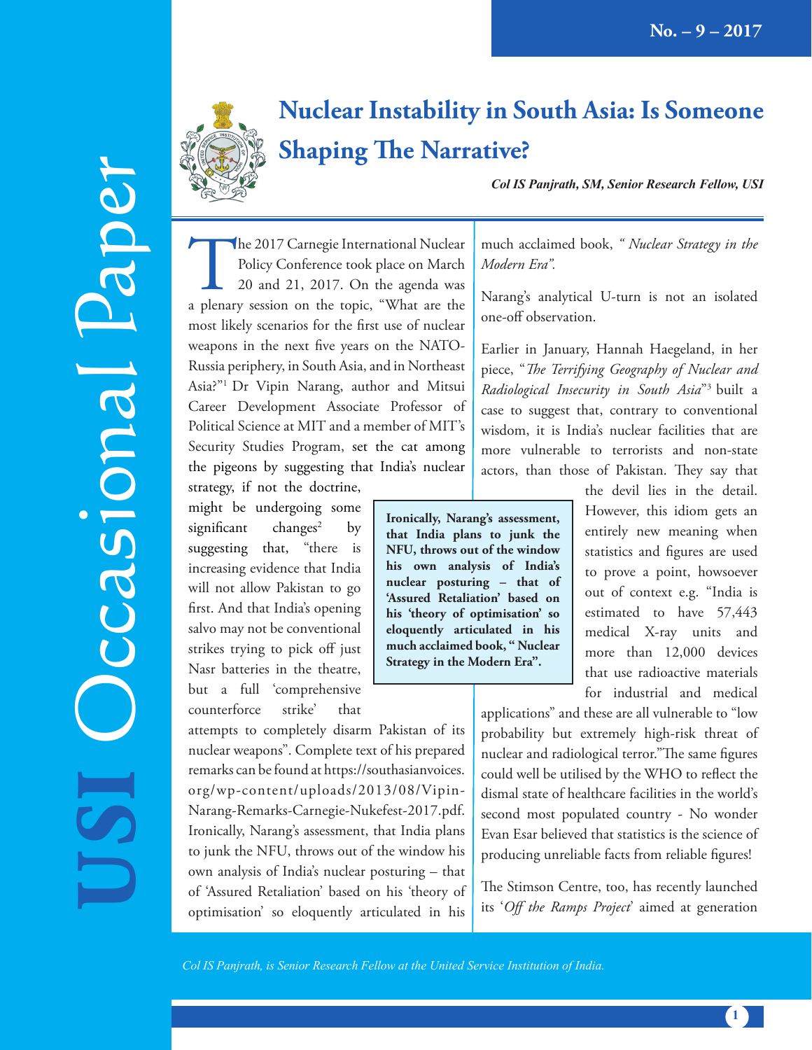# Nuclear Instability in South Asia: Is Someone Shaping The Narrative?

***Col IS Panjrath, SM, Senior Research Fellow, USI***

The 2017 Carnegie International Nuclear Policy Conference took place on March 20 and 21, 2017. On the agenda was a plenary session on the topic, "What are the most likely scenarios for the first use of nuclear weapons in the next five years on the NATO-Russia periphery, in South Asia, and in Northeast Asia?"[1] Dr Vipin Narang, author and Mitsui Career Development Associate Professor of Political Science at MIT and a member of MIT's Security Studies Program, set the cat among the pigeons by suggesting that India's nuclear strategy, if not the doctrine, might be undergoing some significant changes[2] by suggesting that, "there is increasing evidence that India will not allow Pakistan to go first. And that India's opening salvo may not be conventional strikes trying to pick off just Nasr batteries in the theatre, but a full 'comprehensive counterforce strike' that attempts to completely disarm Pakistan of its nuclear weapons". Complete text of his prepared remarks can be found at https://southasianvoices.org/wp-content/uploads/2013/08/Vipin-Narang-Remarks-Carnegie-Nukefest-2017.pdf. Ironically, Narang's assessment, that India plans to junk the NFU, throws out of the window his own analysis of India's nuclear posturing – that of 'Assured Retaliation' based on his 'theory of optimisation' so eloquently articulated in his much acclaimed book, *" Nuclear Strategy in the Modern Era".*

> **Ironically, Narang's assessment, that India plans to junk the NFU, throws out of the window his own analysis of India's nuclear posturing – that of 'Assured Retaliation' based on his 'theory of optimisation' so eloquently articulated in his much acclaimed book, " Nuclear Strategy in the Modern Era".**

Narang's analytical U-turn is not an isolated one-off observation.

Earlier in January, Hannah Haegeland, in her piece, "*The Terrifying Geography of Nuclear and Radiological Insecurity in South Asia*"[3] built a case to suggest that, contrary to conventional wisdom, it is India's nuclear facilities that are more vulnerable to terrorists and non-state actors, than those of Pakistan. They say that the devil lies in the detail. However, this idiom gets an entirely new meaning when statistics and figures are used to prove a point, howsoever out of context e.g. "India is estimated to have 57,443 medical X-ray units and more than 12,000 devices that use radioactive materials for industrial and medical applications" and these are all vulnerable to "low probability but extremely high-risk threat of nuclear and radiological terror."The same figures could well be utilised by the WHO to reflect the dismal state of healthcare facilities in the world's second most populated country - No wonder Evan Esar believed that statistics is the science of producing unreliable facts from reliable figures!

The Stimson Centre, too, has recently launched its '*Off the Ramps Project*' aimed at generation

*Col IS Panjrath, is Senior Research Fellow at the United Service Institution of India.*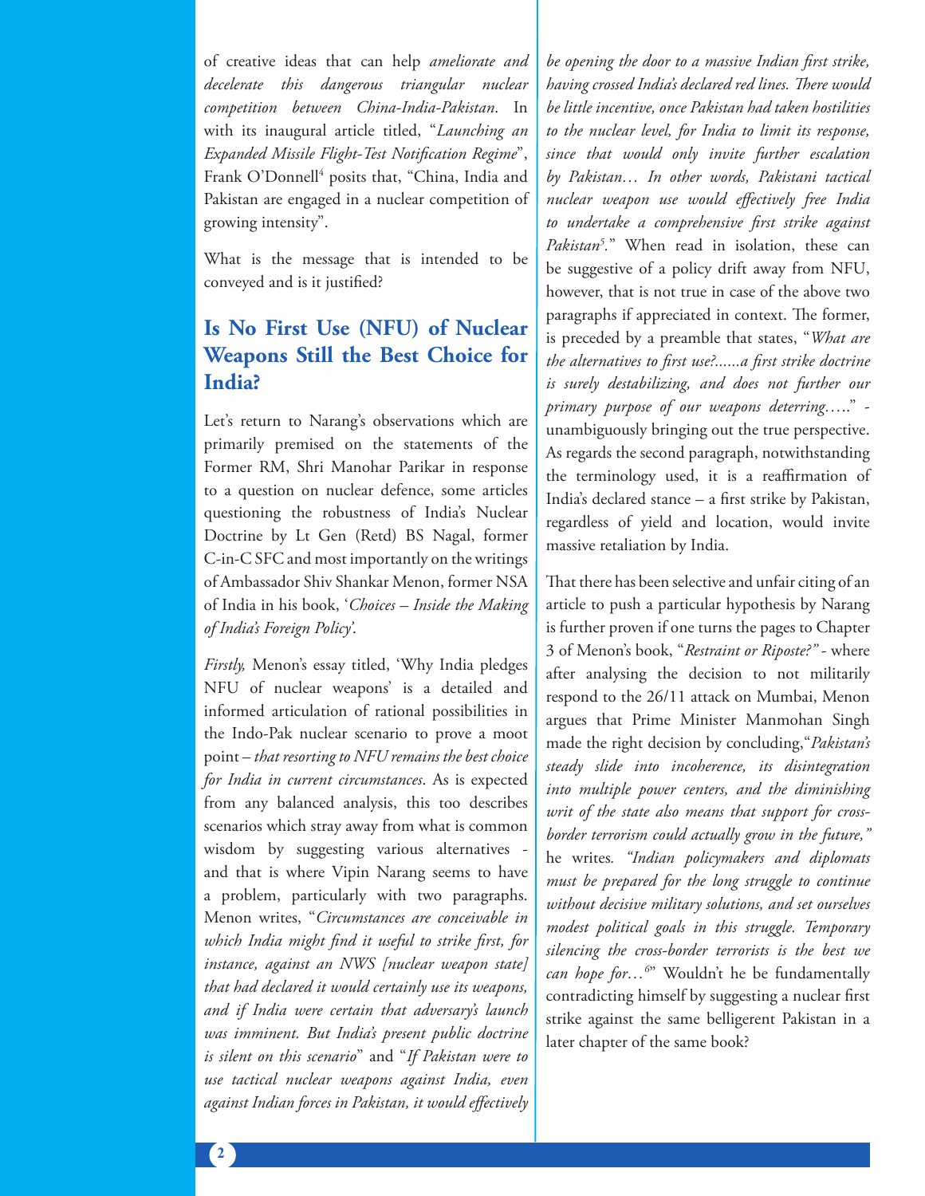of creative ideas that can help *ameliorate and decelerate this dangerous triangular nuclear competition between China-India-Pakistan*. In with its inaugural article titled, "*Launching an Expanded Missile Flight-Test Notification Regime*", Frank O'Donnell[4] posits that, "China, India and Pakistan are engaged in a nuclear competition of growing intensity".

What is the message that is intended to be conveyed and is it justified?

## Is No First Use (NFU) of Nuclear Weapons Still the Best Choice for India?

Let's return to Narang's observations which are primarily premised on the statements of the Former RM, Shri Manohar Parikar in response to a question on nuclear defence, some articles questioning the robustness of India's Nuclear Doctrine by Lt Gen (Retd) BS Nagal, former C-in-C SFC and most importantly on the writings of Ambassador Shiv Shankar Menon, former NSA of India in his book, '*Choices – Inside the Making of India's Foreign Policy*'.

*Firstly,* Menon's essay titled, 'Why India pledges NFU of nuclear weapons' is a detailed and informed articulation of rational possibilities in the Indo-Pak nuclear scenario to prove a moot point – *that resorting to NFU remains the best choice for India in current circumstances*. As is expected from any balanced analysis, this too describes scenarios which stray away from what is common wisdom by suggesting various alternatives - and that is where Vipin Narang seems to have a problem, particularly with two paragraphs. Menon writes, "*Circumstances are conceivable in which India might find it useful to strike first, for instance, against an NWS [nuclear weapon state] that had declared it would certainly use its weapons, and if India were certain that adversary's launch was imminent. But India's present public doctrine is silent on this scenario*" and "*If Pakistan were to use tactical nuclear weapons against India, even against Indian forces in Pakistan, it would effectively be opening the door to a massive Indian first strike, having crossed India's declared red lines. There would be little incentive, once Pakistan had taken hostilities to the nuclear level, for India to limit its response, since that would only invite further escalation by Pakistan… In other words, Pakistani tactical nuclear weapon use would effectively free India to undertake a comprehensive first strike against Pakistan*[5]." When read in isolation, these can be suggestive of a policy drift away from NFU, however, that is not true in case of the above two paragraphs if appreciated in context. The former, is preceded by a preamble that states, "*What are the alternatives to first use?......a first strike doctrine is surely destabilizing, and does not further our primary purpose of our weapons deterring…..*" - unambiguously bringing out the true perspective. As regards the second paragraph, notwithstanding the terminology used, it is a reaffirmation of India's declared stance – a first strike by Pakistan, regardless of yield and location, would invite massive retaliation by India.

That there has been selective and unfair citing of an article to push a particular hypothesis by Narang is further proven if one turns the pages to Chapter 3 of Menon's book, "*Restraint or Riposte?*" - where after analysing the decision to not militarily respond to the 26/11 attack on Mumbai, Menon argues that Prime Minister Manmohan Singh made the right decision by concluding,"*Pakistan's steady slide into incoherence, its disintegration into multiple power centers, and the diminishing writ of the state also means that support for cross-border terrorism could actually grow in the future,"* he writes*. "Indian policymakers and diplomats must be prepared for the long struggle to continue without decisive military solutions, and set ourselves modest political goals in this struggle. Temporary silencing the cross-border terrorists is the best we can hope for…*[6]" Wouldn't he be fundamentally contradicting himself by suggesting a nuclear first strike against the same belligerent Pakistan in a later chapter of the same book?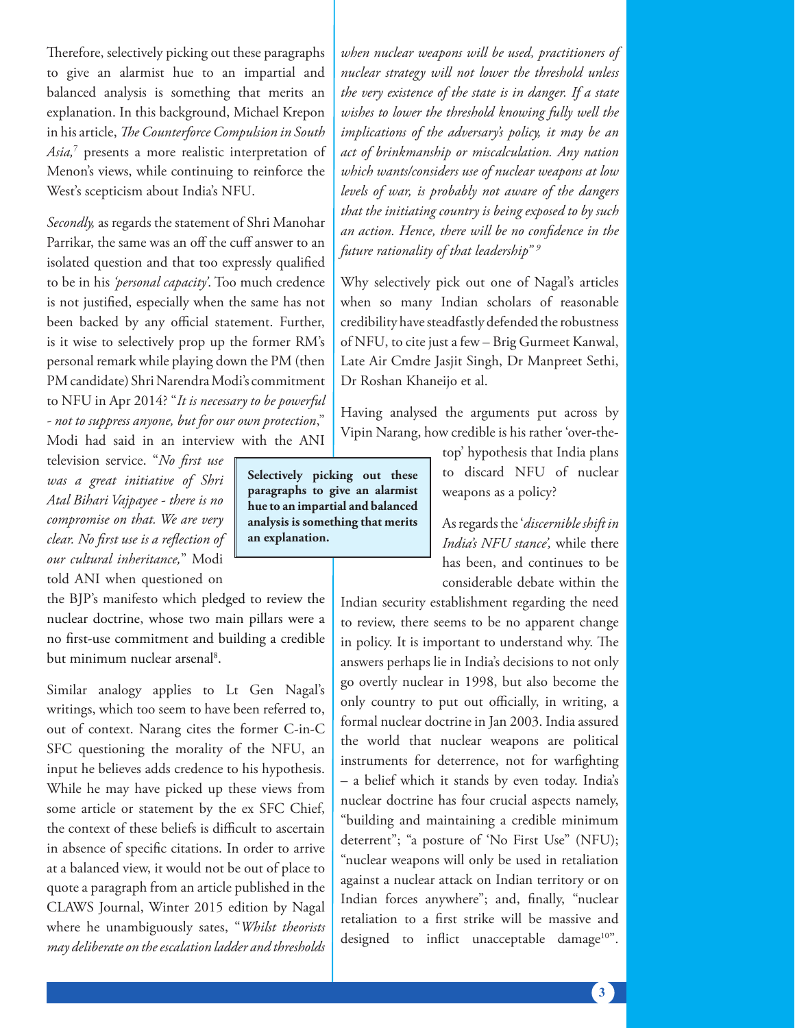Therefore, selectively picking out these paragraphs to give an alarmist hue to an impartial and balanced analysis is something that merits an explanation. In this background, Michael Krepon in his article, *The Counterforce Compulsion in South Asia,*[7] presents a more realistic interpretation of Menon's views, while continuing to reinforce the West's scepticism about India's NFU.

*Secondly,* as regards the statement of Shri Manohar Parrikar, the same was an off the cuff answer to an isolated question and that too expressly qualified to be in his *'personal capacity'*. Too much credence is not justified, especially when the same has not been backed by any official statement. Further, is it wise to selectively prop up the former RM's personal remark while playing down the PM (then PM candidate) Shri Narendra Modi's commitment to NFU in Apr 2014? "*It is necessary to be powerful - not to suppress anyone, but for our own protection*," Modi had said in an interview with the ANI television service. "*No first use was a great initiative of Shri Atal Bihari Vajpayee - there is no compromise on that. We are very clear. No first use is a reflection of our cultural inheritance,*" Modi told ANI when questioned on the BJP's manifesto which pledged to review the nuclear doctrine, whose two main pillars were a no first-use commitment and building a credible but minimum nuclear arsenal[8].

**Selectively picking out these paragraphs to give an alarmist hue to an impartial and balanced analysis is something that merits an explanation.**

Similar analogy applies to Lt Gen Nagal's writings, which too seem to have been referred to, out of context. Narang cites the former C-in-C SFC questioning the morality of the NFU, an input he believes adds credence to his hypothesis. While he may have picked up these views from some article or statement by the ex SFC Chief, the context of these beliefs is difficult to ascertain in absence of specific citations. In order to arrive at a balanced view, it would not be out of place to quote a paragraph from an article published in the CLAWS Journal, Winter 2015 edition by Nagal where he unambiguously sates, "*Whilst theorists may deliberate on the escalation ladder and thresholds when nuclear weapons will be used, practitioners of nuclear strategy will not lower the threshold unless the very existence of the state is in danger. If a state wishes to lower the threshold knowing fully well the implications of the adversary's policy, it may be an act of brinkmanship or miscalculation. Any nation which wants/considers use of nuclear weapons at low levels of war, is probably not aware of the dangers that the initiating country is being exposed to by such an action. Hence, there will be no confidence in the future rationality of that leadership*"[9]

Why selectively pick out one of Nagal's articles when so many Indian scholars of reasonable credibility have steadfastly defended the robustness of NFU, to cite just a few – Brig Gurmeet Kanwal, Late Air Cmdre Jasjit Singh, Dr Manpreet Sethi, Dr Roshan Khaneijo et al.

Having analysed the arguments put across by Vipin Narang, how credible is his rather 'over-the-top' hypothesis that India plans to discard NFU of nuclear weapons as a policy?

As regards the '*discernible shift in India's NFU stance*', while there has been, and continues to be considerable debate within the Indian security establishment regarding the need to review, there seems to be no apparent change in policy. It is important to understand why. The answers perhaps lie in India's decisions to not only go overtly nuclear in 1998, but also become the only country to put out officially, in writing, a formal nuclear doctrine in Jan 2003. India assured the world that nuclear weapons are political instruments for deterrence, not for warfighting – a belief which it stands by even today. India's nuclear doctrine has four crucial aspects namely, "building and maintaining a credible minimum deterrent"; "a posture of 'No First Use" (NFU); "nuclear weapons will only be used in retaliation against a nuclear attack on Indian territory or on Indian forces anywhere"; and, finally, "nuclear retaliation to a first strike will be massive and designed to inflict unacceptable damage[10]".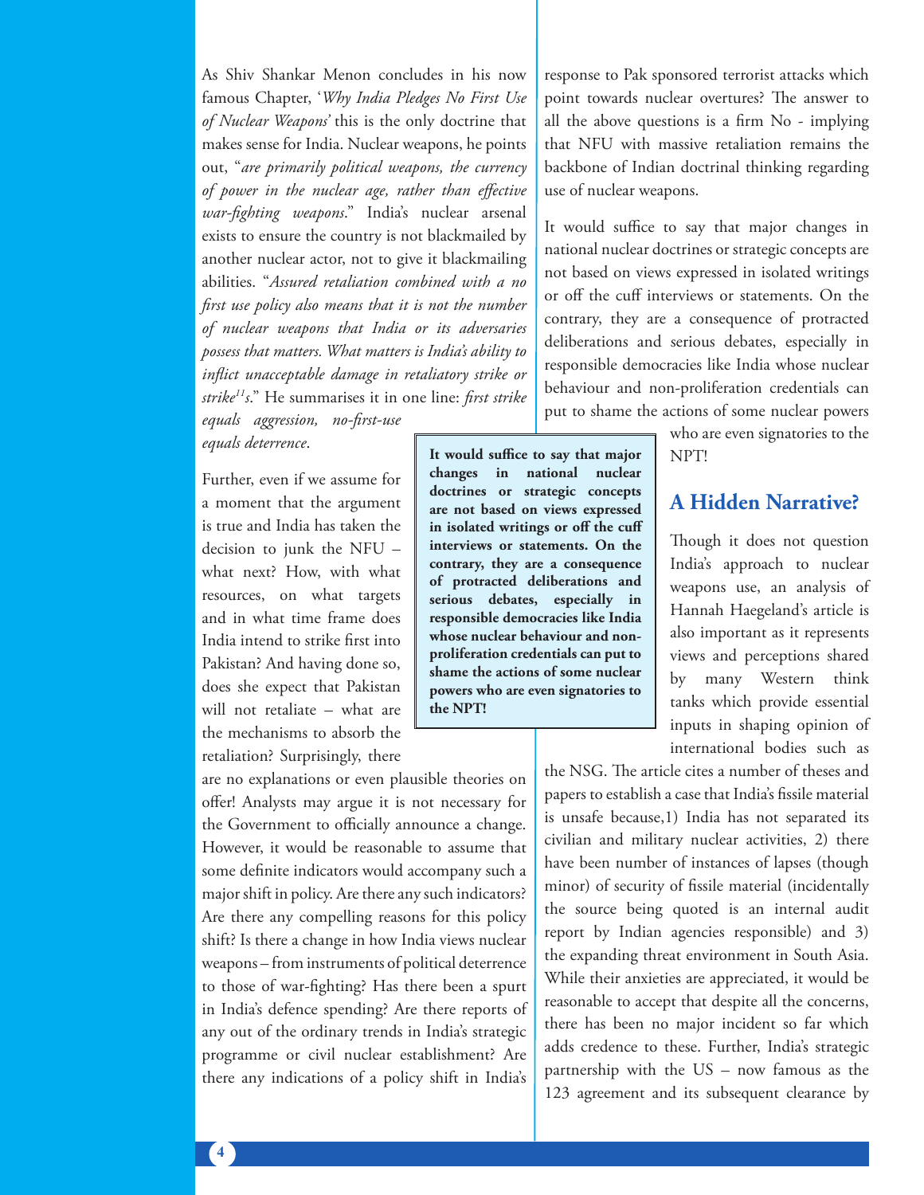As Shiv Shankar Menon concludes in his now famous Chapter, '*Why India Pledges No First Use of Nuclear Weapons*' this is the only doctrine that makes sense for India. Nuclear weapons, he points out, "*are primarily political weapons, the currency of power in the nuclear age, rather than effective war-fighting weapons*." India's nuclear arsenal exists to ensure the country is not blackmailed by another nuclear actor, not to give it blackmailing abilities. "*Assured retaliation combined with a no first use policy also means that it is not the number of nuclear weapons that India or its adversaries possess that matters. What matters is India's ability to inflict unacceptable damage in retaliatory strike or strike[11]s*." He summarises it in one line: *first strike equals aggression, no-first-use equals deterrence*.

Further, even if we assume for a moment that the argument is true and India has taken the decision to junk the NFU – what next? How, with what resources, on what targets and in what time frame does India intend to strike first into Pakistan? And having done so, does she expect that Pakistan will not retaliate – what are the mechanisms to absorb the retaliation? Surprisingly, there are no explanations or even plausible theories on offer! Analysts may argue it is not necessary for the Government to officially announce a change. However, it would be reasonable to assume that some definite indicators would accompany such a major shift in policy. Are there any such indicators? Are there any compelling reasons for this policy shift? Is there a change in how India views nuclear weapons – from instruments of political deterrence to those of war-fighting? Has there been a spurt in India's defence spending? Are there reports of any out of the ordinary trends in India's strategic programme or civil nuclear establishment? Are there any indications of a policy shift in India's response to Pak sponsored terrorist attacks which point towards nuclear overtures? The answer to all the above questions is a firm No - implying that NFU with massive retaliation remains the backbone of Indian doctrinal thinking regarding use of nuclear weapons.

It would suffice to say that major changes in national nuclear doctrines or strategic concepts are not based on views expressed in isolated writings or off the cuff interviews or statements. On the contrary, they are a consequence of protracted deliberations and serious debates, especially in responsible democracies like India whose nuclear behaviour and non-proliferation credentials can put to shame the actions of some nuclear powers who are even signatories to the NPT!

> **It would suffice to say that major changes in national nuclear doctrines or strategic concepts are not based on views expressed in isolated writings or off the cuff interviews or statements. On the contrary, they are a consequence of protracted deliberations and serious debates, especially in responsible democracies like India whose nuclear behaviour and non-proliferation credentials can put to shame the actions of some nuclear powers who are even signatories to the NPT!**

## A Hidden Narrative?

Though it does not question India's approach to nuclear weapons use, an analysis of Hannah Haegeland's article is also important as it represents views and perceptions shared by many Western think tanks which provide essential inputs in shaping opinion of international bodies such as the NSG. The article cites a number of theses and papers to establish a case that India's fissile material is unsafe because,1) India has not separated its civilian and military nuclear activities, 2) there have been number of instances of lapses (though minor) of security of fissile material (incidentally the source being quoted is an internal audit report by Indian agencies responsible) and 3) the expanding threat environment in South Asia. While their anxieties are appreciated, it would be reasonable to accept that despite all the concerns, there has been no major incident so far which adds credence to these. Further, India's strategic partnership with the US – now famous as the 123 agreement and its subsequent clearance by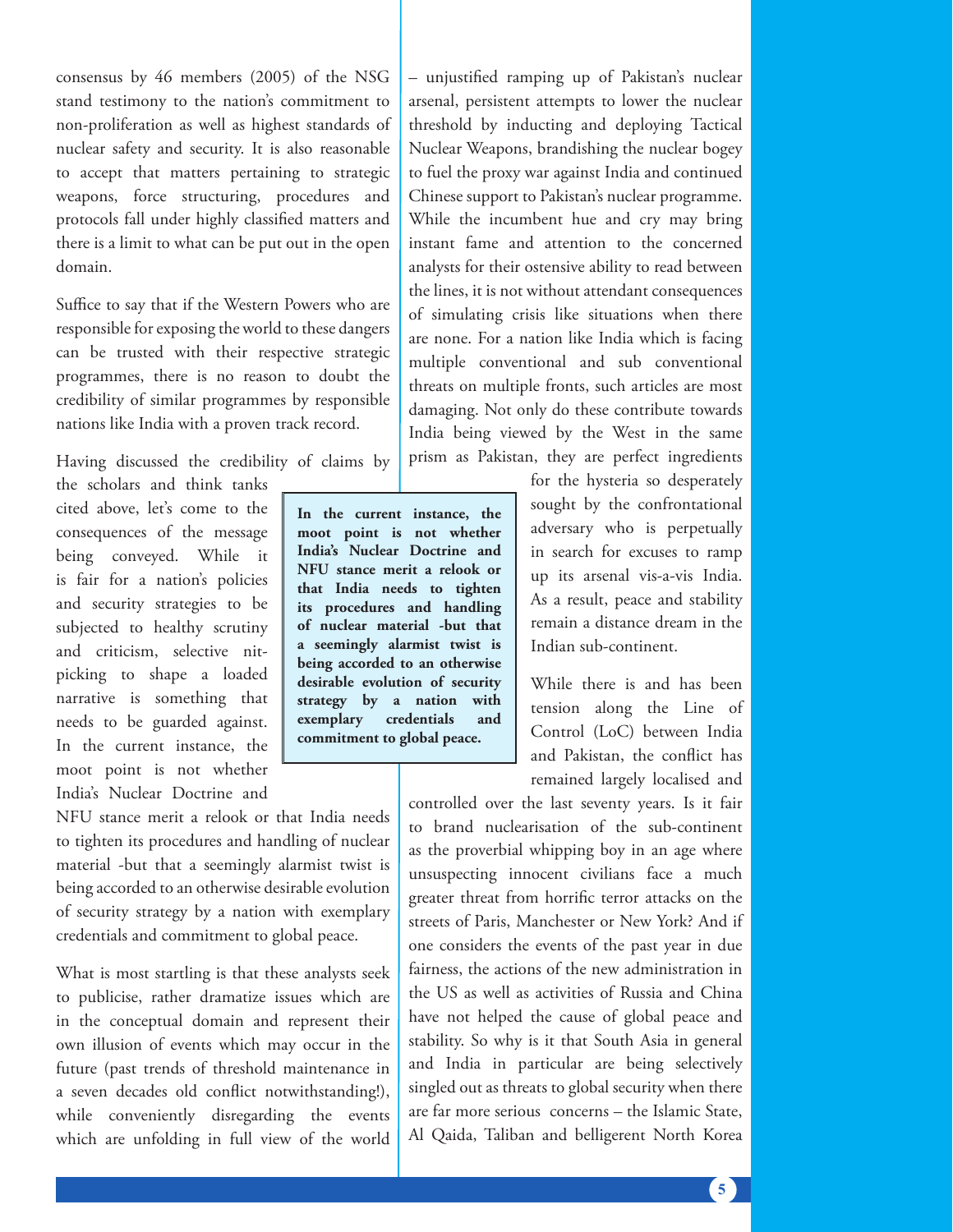consensus by 46 members (2005) of the NSG stand testimony to the nation's commitment to non-proliferation as well as highest standards of nuclear safety and security. It is also reasonable to accept that matters pertaining to strategic weapons, force structuring, procedures and protocols fall under highly classified matters and there is a limit to what can be put out in the open domain.

Suffice to say that if the Western Powers who are responsible for exposing the world to these dangers can be trusted with their respective strategic programmes, there is no reason to doubt the credibility of similar programmes by responsible nations like India with a proven track record.

Having discussed the credibility of claims by the scholars and think tanks cited above, let's come to the consequences of the message being conveyed. While it is fair for a nation's policies and security strategies to be subjected to healthy scrutiny and criticism, selective nit-picking to shape a loaded narrative is something that needs to be guarded against. In the current instance, the moot point is not whether India's Nuclear Doctrine and NFU stance merit a relook or that India needs to tighten its procedures and handling of nuclear material -but that a seemingly alarmist twist is being accorded to an otherwise desirable evolution of security strategy by a nation with exemplary credentials and commitment to global peace.

> **In the current instance, the moot point is not whether India's Nuclear Doctrine and NFU stance merit a relook or that India needs to tighten its procedures and handling of nuclear material -but that a seemingly alarmist twist is being accorded to an otherwise desirable evolution of security strategy by a nation with exemplary credentials and commitment to global peace.**

What is most startling is that these analysts seek to publicise, rather dramatize issues which are in the conceptual domain and represent their own illusion of events which may occur in the future (past trends of threshold maintenance in a seven decades old conflict notwithstanding!), while conveniently disregarding the events which are unfolding in full view of the world – unjustified ramping up of Pakistan's nuclear arsenal, persistent attempts to lower the nuclear threshold by inducting and deploying Tactical Nuclear Weapons, brandishing the nuclear bogey to fuel the proxy war against India and continued Chinese support to Pakistan's nuclear programme. While the incumbent hue and cry may bring instant fame and attention to the concerned analysts for their ostensive ability to read between the lines, it is not without attendant consequences of simulating crisis like situations when there are none. For a nation like India which is facing multiple conventional and sub conventional threats on multiple fronts, such articles are most damaging. Not only do these contribute towards India being viewed by the West in the same prism as Pakistan, they are perfect ingredients for the hysteria so desperately sought by the confrontational adversary who is perpetually in search for excuses to ramp up its arsenal vis-a-vis India. As a result, peace and stability remain a distance dream in the Indian sub-continent.

While there is and has been tension along the Line of Control (LoC) between India and Pakistan, the conflict has remained largely localised and controlled over the last seventy years. Is it fair to brand nuclearisation of the sub-continent as the proverbial whipping boy in an age where unsuspecting innocent civilians face a much greater threat from horrific terror attacks on the streets of Paris, Manchester or New York? And if one considers the events of the past year in due fairness, the actions of the new administration in the US as well as activities of Russia and China have not helped the cause of global peace and stability. So why is it that South Asia in general and India in particular are being selectively singled out as threats to global security when there are far more serious concerns – the Islamic State, Al Qaida, Taliban and belligerent North Korea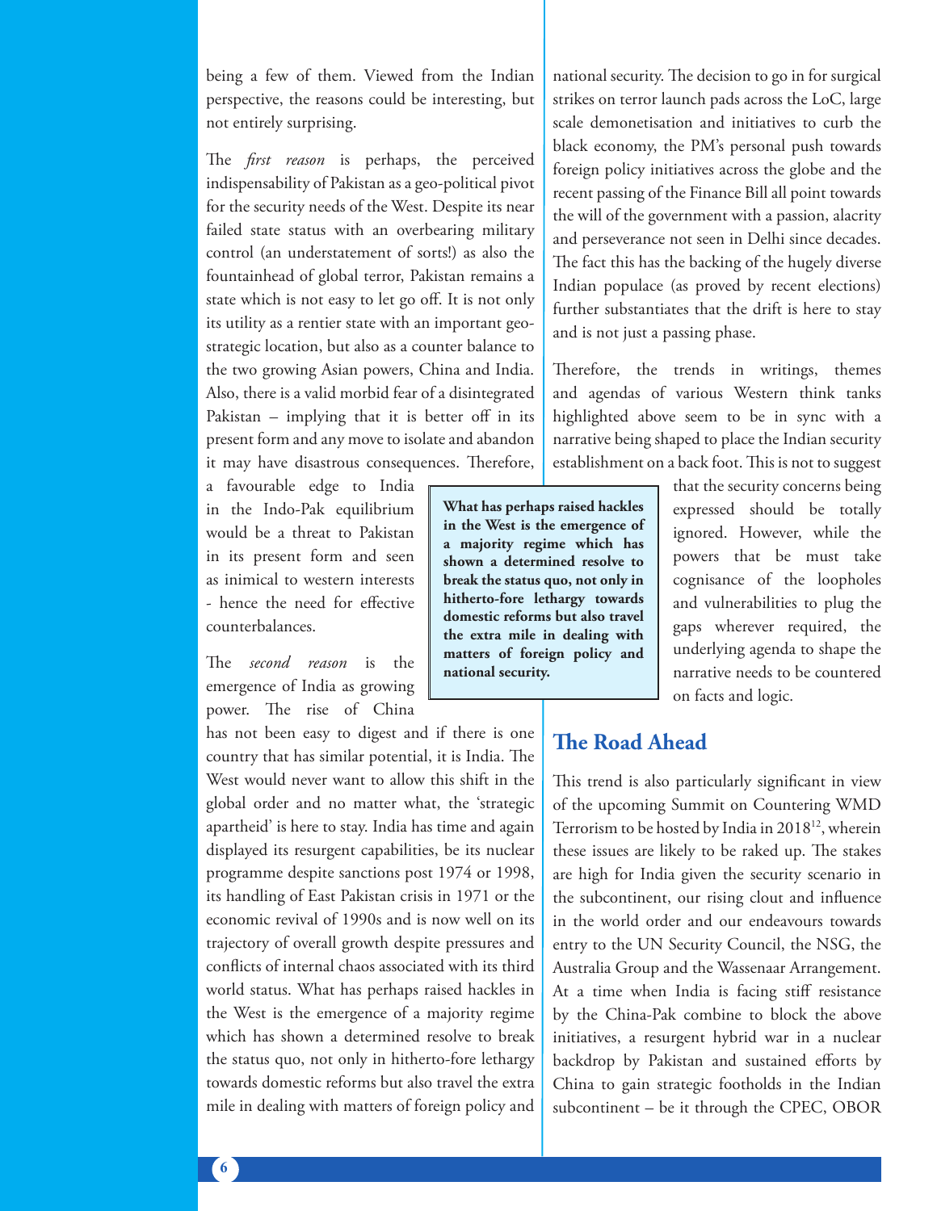being a few of them. Viewed from the Indian perspective, the reasons could be interesting, but not entirely surprising.

The *first reason* is perhaps, the perceived indispensability of Pakistan as a geo-political pivot for the security needs of the West. Despite its near failed state status with an overbearing military control (an understatement of sorts!) as also the fountainhead of global terror, Pakistan remains a state which is not easy to let go off. It is not only its utility as a rentier state with an important geo-strategic location, but also as a counter balance to the two growing Asian powers, China and India. Also, there is a valid morbid fear of a disintegrated Pakistan – implying that it is better off in its present form and any move to isolate and abandon it may have disastrous consequences. Therefore, a favourable edge to India in the Indo-Pak equilibrium would be a threat to Pakistan in its present form and seen as inimical to western interests - hence the need for effective counterbalances.

The *second reason* is the emergence of India as growing power. The rise of China has not been easy to digest and if there is one country that has similar potential, it is India. The West would never want to allow this shift in the global order and no matter what, the 'strategic apartheid' is here to stay. India has time and again displayed its resurgent capabilities, be its nuclear programme despite sanctions post 1974 or 1998, its handling of East Pakistan crisis in 1971 or the economic revival of 1990s and is now well on its trajectory of overall growth despite pressures and conflicts of internal chaos associated with its third world status. What has perhaps raised hackles in the West is the emergence of a majority regime which has shown a determined resolve to break the status quo, not only in hitherto-fore lethargy towards domestic reforms but also travel the extra mile in dealing with matters of foreign policy and national security. The decision to go in for surgical strikes on terror launch pads across the LoC, large scale demonetisation and initiatives to curb the black economy, the PM's personal push towards foreign policy initiatives across the globe and the recent passing of the Finance Bill all point towards the will of the government with a passion, alacrity and perseverance not seen in Delhi since decades. The fact this has the backing of the hugely diverse Indian populace (as proved by recent elections) further substantiates that the drift is here to stay and is not just a passing phase.

> **What has perhaps raised hackles in the West is the emergence of a majority regime which has shown a determined resolve to break the status quo, not only in hitherto-fore lethargy towards domestic reforms but also travel the extra mile in dealing with matters of foreign policy and national security.**

Therefore, the trends in writings, themes and agendas of various Western think tanks highlighted above seem to be in sync with a narrative being shaped to place the Indian security establishment on a back foot. This is not to suggest that the security concerns being expressed should be totally ignored. However, while the powers that be must take cognisance of the loopholes and vulnerabilities to plug the gaps wherever required, the underlying agenda to shape the narrative needs to be countered on facts and logic.

## The Road Ahead

This trend is also particularly significant in view of the upcoming Summit on Countering WMD Terrorism to be hosted by India in 2018[12], wherein these issues are likely to be raked up. The stakes are high for India given the security scenario in the subcontinent, our rising clout and influence in the world order and our endeavours towards entry to the UN Security Council, the NSG, the Australia Group and the Wassenaar Arrangement. At a time when India is facing stiff resistance by the China-Pak combine to block the above initiatives, a resurgent hybrid war in a nuclear backdrop by Pakistan and sustained efforts by China to gain strategic footholds in the Indian subcontinent – be it through the CPEC, OBOR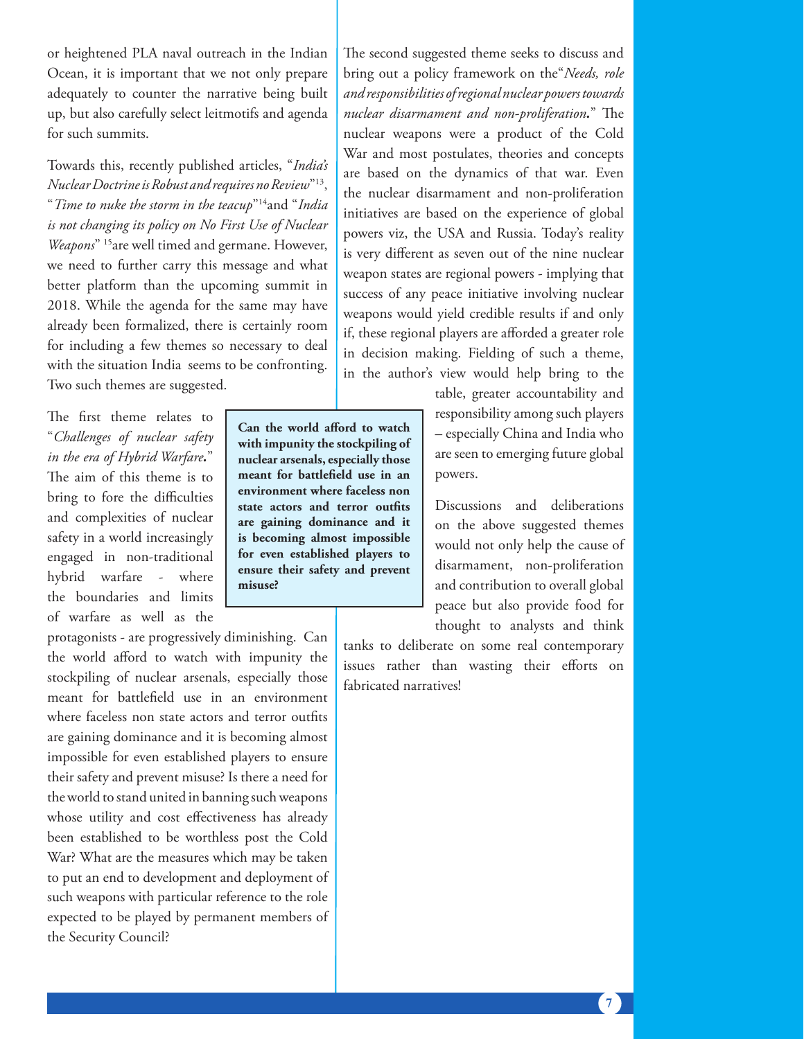or heightened PLA naval outreach in the Indian Ocean, it is important that we not only prepare adequately to counter the narrative being built up, but also carefully select leitmotifs and agenda for such summits.

Towards this, recently published articles, "*India's Nuclear Doctrine is Robust and requires no Review*"[13], "*Time to nuke the storm in the teacup*"[14]and "*India is not changing its policy on No First Use of Nuclear Weapons*" [15]are well timed and germane. However, we need to further carry this message and what better platform than the upcoming summit in 2018. While the agenda for the same may have already been formalized, there is certainly room for including a few themes so necessary to deal with the situation India seems to be confronting. Two such themes are suggested.

The first theme relates to "*Challenges of nuclear safety in the era of Hybrid Warfare***.**" The aim of this theme is to bring to fore the difficulties and complexities of nuclear safety in a world increasingly engaged in non-traditional hybrid warfare - where the boundaries and limits of warfare as well as the protagonists - are progressively diminishing. Can the world afford to watch with impunity the stockpiling of nuclear arsenals, especially those meant for battlefield use in an environment where faceless non state actors and terror outfits are gaining dominance and it is becoming almost impossible for even established players to ensure their safety and prevent misuse? Is there a need for the world to stand united in banning such weapons whose utility and cost effectiveness has already been established to be worthless post the Cold War? What are the measures which may be taken to put an end to development and deployment of such weapons with particular reference to the role expected to be played by permanent members of the Security Council?

**Can the world afford to watch with impunity the stockpiling of nuclear arsenals, especially those meant for battlefield use in an environment where faceless non state actors and terror outfits are gaining dominance and it is becoming almost impossible for even established players to ensure their safety and prevent misuse?**

The second suggested theme seeks to discuss and bring out a policy framework on the"*Needs, role and responsibilities of regional nuclear powers towards nuclear disarmament and non-proliferation***.**" The nuclear weapons were a product of the Cold War and most postulates, theories and concepts are based on the dynamics of that war. Even the nuclear disarmament and non-proliferation initiatives are based on the experience of global powers viz, the USA and Russia. Today's reality is very different as seven out of the nine nuclear weapon states are regional powers - implying that success of any peace initiative involving nuclear weapons would yield credible results if and only if, these regional players are afforded a greater role in decision making. Fielding of such a theme, in the author's view would help bring to the table, greater accountability and responsibility among such players – especially China and India who are seen to emerging future global powers.

Discussions and deliberations on the above suggested themes would not only help the cause of disarmament, non-proliferation and contribution to overall global peace but also provide food for thought to analysts and think tanks to deliberate on some real contemporary issues rather than wasting their efforts on fabricated narratives!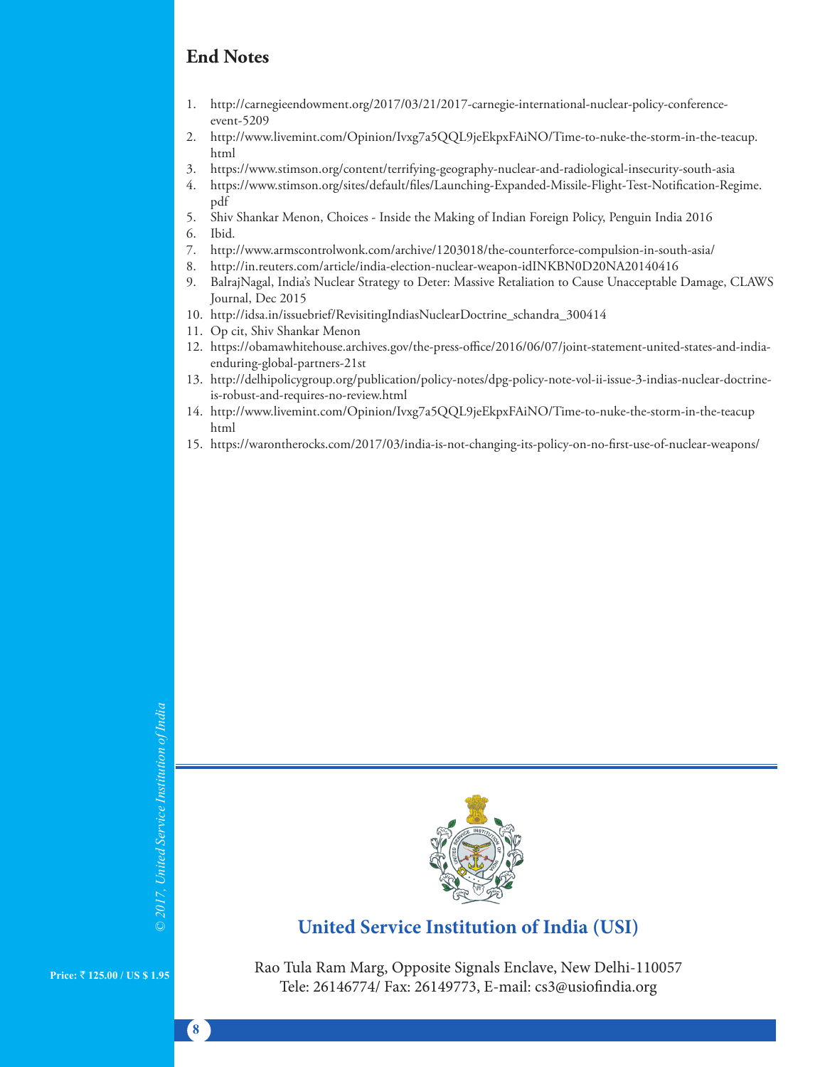## End Notes

1. http://carnegieendowment.org/2017/03/21/2017-carnegie-international-nuclear-policy-conference-event-5209
2. http://www.livemint.com/Opinion/Ivxg7a5QQL9jeEkpxFAiNO/Time-to-nuke-the-storm-in-the-teacup.html
3. https://www.stimson.org/content/terrifying-geography-nuclear-and-radiological-insecurity-south-asia
4. https://www.stimson.org/sites/default/files/Launching-Expanded-Missile-Flight-Test-Notification-Regime.pdf
5. Shiv Shankar Menon, Choices - Inside the Making of Indian Foreign Policy, Penguin India 2016
6. Ibid.
7. http://www.armscontrolwonk.com/archive/1203018/the-counterforce-compulsion-in-south-asia/
8. http://in.reuters.com/article/india-election-nuclear-weapon-idINKBN0D20NA20140416
9. BalrajNagal, India's Nuclear Strategy to Deter: Massive Retaliation to Cause Unacceptable Damage, CLAWS Journal, Dec 2015
10. http://idsa.in/issuebrief/RevisitingIndiasNuclearDoctrine_schandra_300414
11. Op cit, Shiv Shankar Menon
12. https://obamawhitehouse.archives.gov/the-press-office/2016/06/07/joint-statement-united-states-and-india-enduring-global-partners-21st
13. http://delhipolicygroup.org/publication/policy-notes/dpg-policy-note-vol-ii-issue-3-indias-nuclear-doctrine-is-robust-and-requires-no-review.html
14. http://www.livemint.com/Opinion/Ivxg7a5QQL9jeEkpxFAiNO/Time-to-nuke-the-storm-in-the-teacup html
15. https://warontherocks.com/2017/03/india-is-not-changing-its-policy-on-no-first-use-of-nuclear-weapons/

*© 2017, United Service Institution of India*

**United Service Institution of India (USI)**

Rao Tula Ram Marg, Opposite Signals Enclave, New Delhi-110057
Tele: 26146774/ Fax: 26149773, E-mail: cs3@usiofindia.org

**Price: ₹ 125.00 / US $ 1.95**